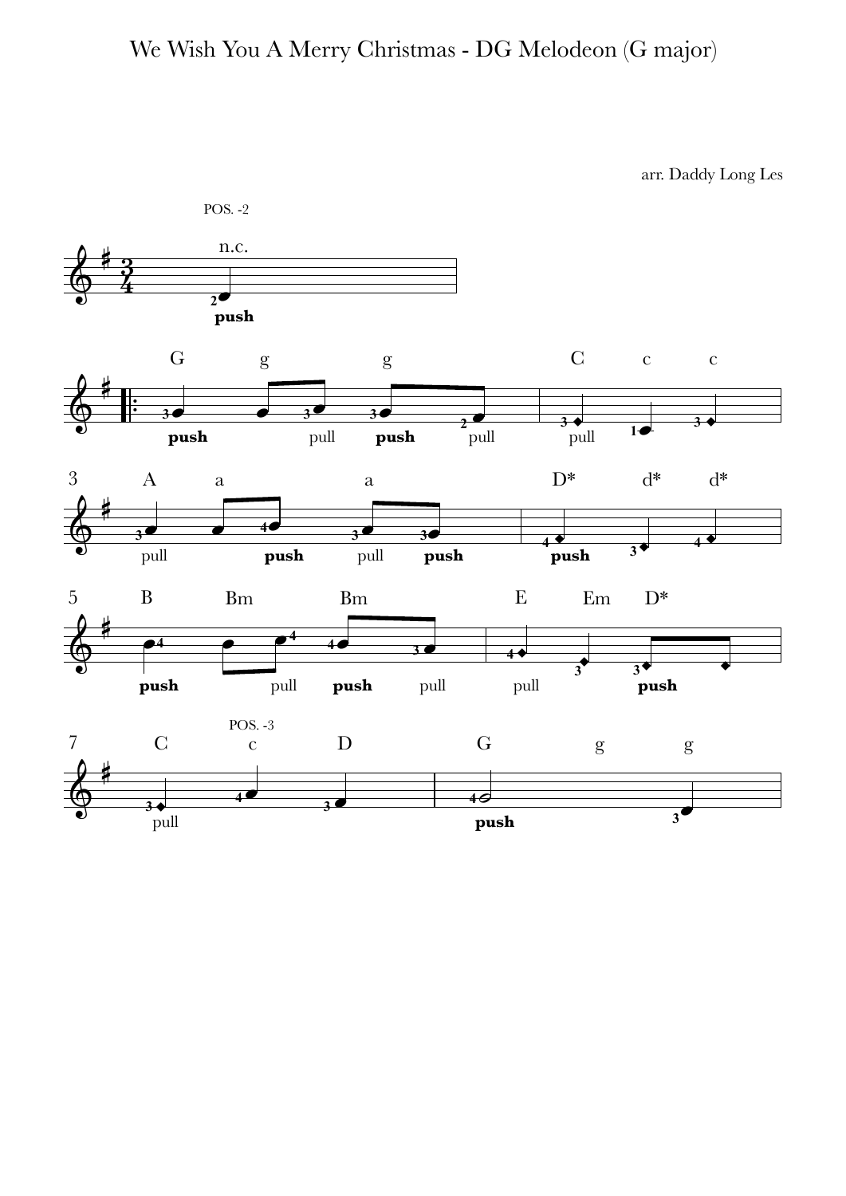# We Wish You A Merry Christmas - DG Melodeon (G major)

arr. Daddy Long Les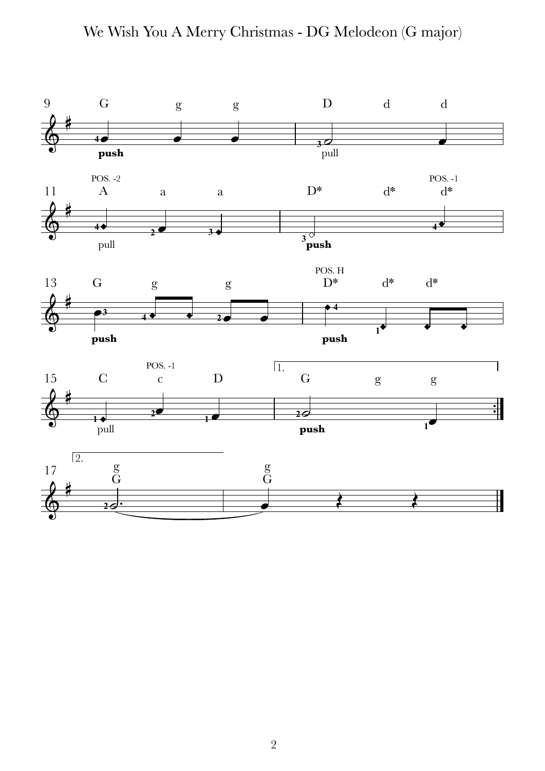# We Wish You A Merry Christmas - DG Melodeon (G major)

9 G g g | D d d
push | pull

POS. -2 | POS. -1
11 A a a | D* d* d*
pull | push

POS. H
13 G g g | D* d* d*
push | push

POS. -1
15 C c D | 1. G g g
pull | push

2.
17 g G | g G